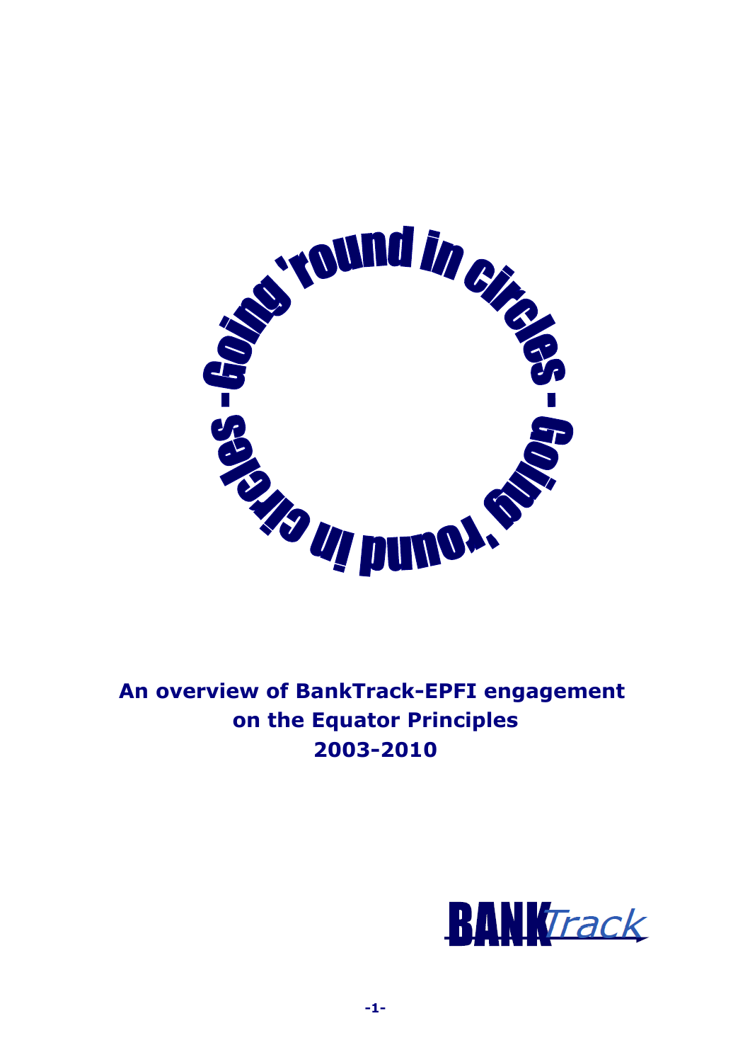Going 'round in circles - Going 'round in circles -

# An overview of BankTrack-EPFI engagement on the Equator Principles 2003-2010

BANKTrack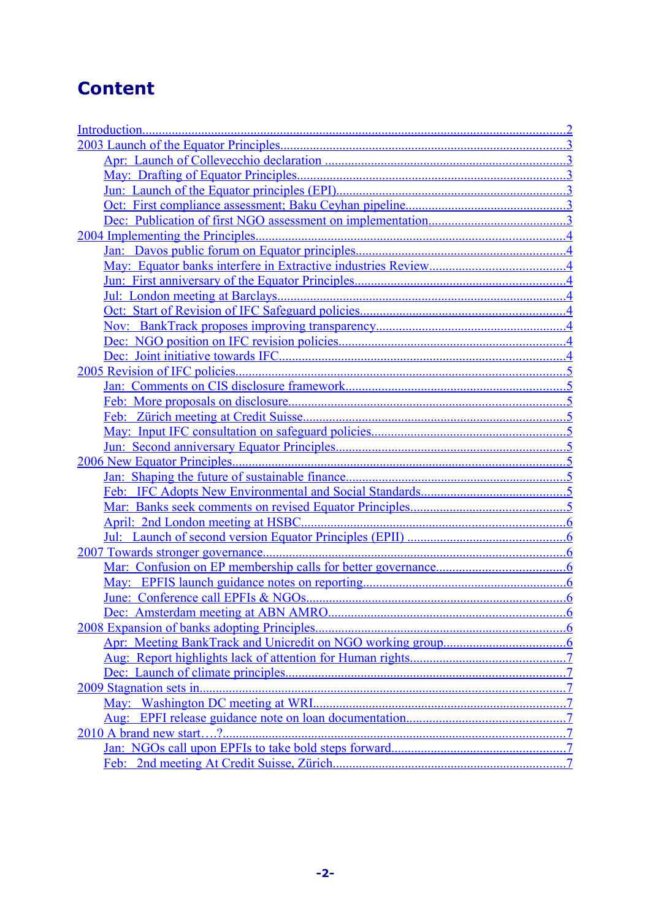# Content

- Introduction 2
- 2003 Launch of the Equator Principles 3
  - Apr: Launch of Collevecchio declaration 3
  - May: Drafting of Equator Principles 3
  - Jun: Launch of the Equator principles (EPI) 3
  - Oct: First compliance assessment; Baku Ceyhan pipeline 3
  - Dec: Publication of first NGO assessment on implementation 3
- 2004 Implementing the Principles 4
  - Jan: Davos public forum on Equator principles 4
  - May: Equator banks interfere in Extractive industries Review 4
  - Jun: First anniversary of the Equator Principles 4
  - Jul: London meeting at Barclays 4
  - Oct: Start of Revision of IFC Safeguard policies 4
  - Nov: BankTrack proposes improving transparency 4
  - Dec: NGO position on IFC revision policies 4
  - Dec: Joint initiative towards IFC 4
- 2005 Revision of IFC policies 5
  - Jan: Comments on CIS disclosure framework 5
  - Feb: More proposals on disclosure 5
  - Feb: Zürich meeting at Credit Suisse 5
  - May: Input IFC consultation on safeguard policies 5
  - Jun: Second anniversary Equator Principles 5
- 2006 New Equator Principles 5
  - Jan: Shaping the future of sustainable finance 5
  - Feb: IFC Adopts New Environmental and Social Standards 5
  - Mar: Banks seek comments on revised Equator Principles 5
  - April: 2nd London meeting at HSBC 6
  - Jul: Launch of second version Equator Principles (EPII) 6
- 2007 Towards stronger governance 6
  - Mar: Confusion on EP membership calls for better governance 6
  - May: EPFIS launch guidance notes on reporting 6
  - June: Conference call EPFIs & NGOs 6
  - Dec: Amsterdam meeting at ABN AMRO 6
- 2008 Expansion of banks adopting Principles 6
  - Apr: Meeting BankTrack and Unicredit on NGO working group 6
  - Aug: Report highlights lack of attention for Human rights 7
  - Dec: Launch of climate principles 7
- 2009 Stagnation sets in 7
  - May: Washington DC meeting at WRI 7
  - Aug: EPFI release guidance note on loan documentation 7
- 2010 A brand new start….? 7
  - Jan: NGOs call upon EPFIs to take bold steps forward 7
  - Feb: 2nd meeting At Credit Suisse, Zürich 7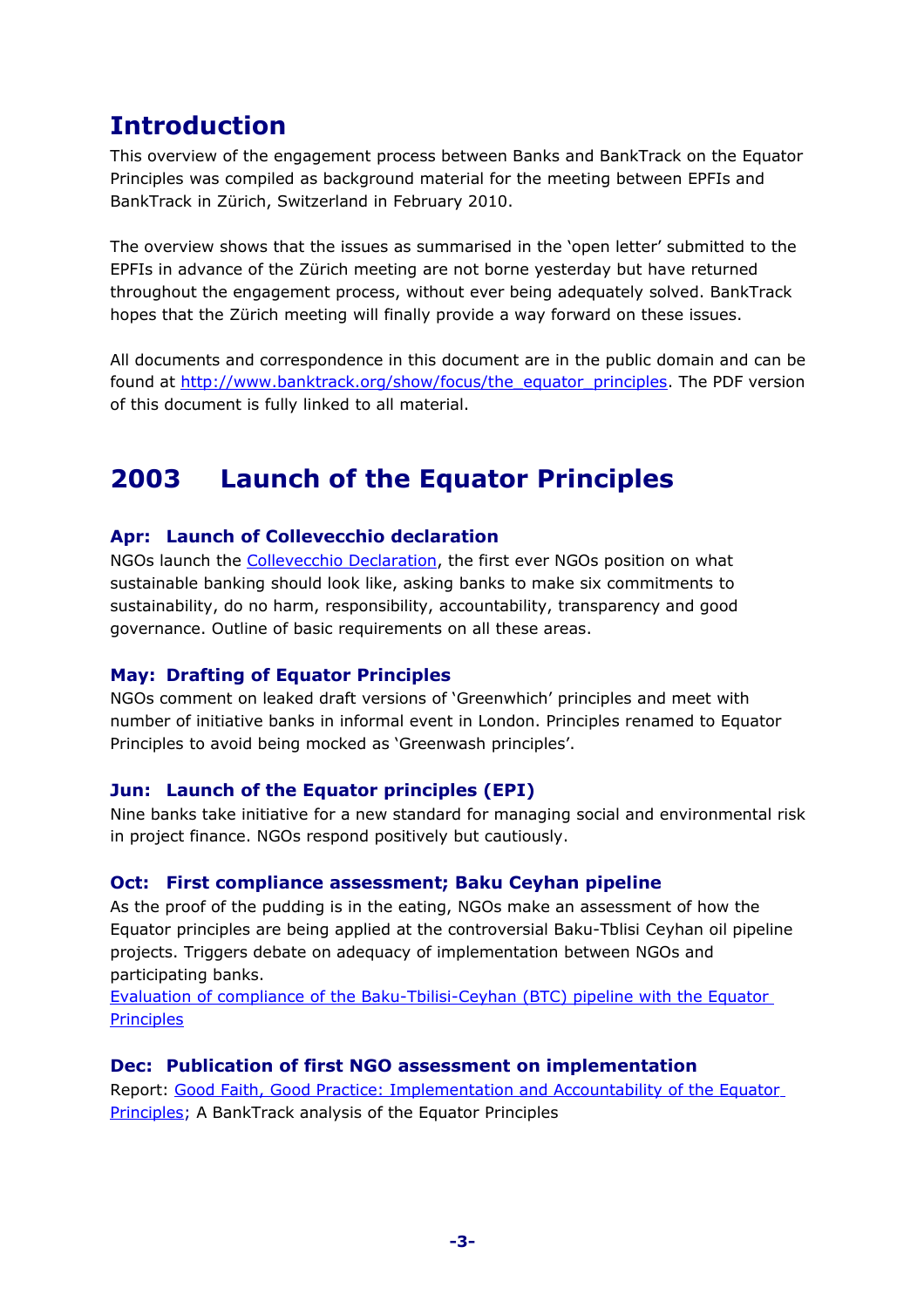# Introduction

This overview of the engagement process between Banks and BankTrack on the Equator Principles was compiled as background material for the meeting between EPFIs and BankTrack in Zürich, Switzerland in February 2010.

The overview shows that the issues as summarised in the 'open letter' submitted to the EPFIs in advance of the Zürich meeting are not borne yesterday but have returned throughout the engagement process, without ever being adequately solved. BankTrack hopes that the Zürich meeting will finally provide a way forward on these issues.

All documents and correspondence in this document are in the public domain and can be found at [http://www.banktrack.org/show/focus/the_equator_principles](http://www.banktrack.org/show/focus/the_equator_principles). The PDF version of this document is fully linked to all material.

# 2003 Launch of the Equator Principles

### Apr: Launch of Collevecchio declaration

NGOs launch the Collevecchio Declaration, the first ever NGOs position on what sustainable banking should look like, asking banks to make six commitments to sustainability, do no harm, responsibility, accountability, transparency and good governance. Outline of basic requirements on all these areas.

### May: Drafting of Equator Principles

NGOs comment on leaked draft versions of 'Greenwhich' principles and meet with number of initiative banks in informal event in London. Principles renamed to Equator Principles to avoid being mocked as 'Greenwash principles'.

### Jun: Launch of the Equator principles (EPI)

Nine banks take initiative for a new standard for managing social and environmental risk in project finance. NGOs respond positively but cautiously.

### Oct: First compliance assessment; Baku Ceyhan pipeline

As the proof of the pudding is in the eating, NGOs make an assessment of how the Equator principles are being applied at the controversial Baku-Tblisi Ceyhan oil pipeline projects. Triggers debate on adequacy of implementation between NGOs and participating banks.
Evaluation of compliance of the Baku-Tbilisi-Ceyhan (BTC) pipeline with the Equator Principles

### Dec: Publication of first NGO assessment on implementation

Report: Good Faith, Good Practice: Implementation and Accountability of the Equator Principles; A BankTrack analysis of the Equator Principles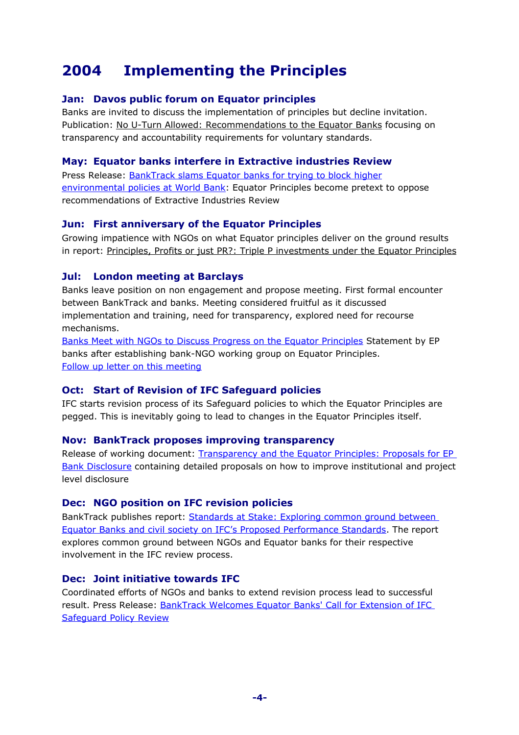# 2004 Implementing the Principles

### Jan: Davos public forum on Equator principles

Banks are invited to discuss the implementation of principles but decline invitation. Publication: No U-Turn Allowed: Recommendations to the Equator Banks focusing on transparency and accountability requirements for voluntary standards.

### May: Equator banks interfere in Extractive industries Review

Press Release: BankTrack slams Equator banks for trying to block higher environmental policies at World Bank: Equator Principles become pretext to oppose recommendations of Extractive Industries Review

### Jun: First anniversary of the Equator Principles

Growing impatience with NGOs on what Equator principles deliver on the ground results in report: Principles, Profits or just PR?: Triple P investments under the Equator Principles

### Jul: London meeting at Barclays

Banks leave position on non engagement and propose meeting. First formal encounter between BankTrack and banks. Meeting considered fruitful as it discussed implementation and training, need for transparency, explored need for recourse mechanisms.

Banks Meet with NGOs to Discuss Progress on the Equator Principles Statement by EP banks after establishing bank-NGO working group on Equator Principles.

Follow up letter on this meeting

### Oct: Start of Revision of IFC Safeguard policies

IFC starts revision process of its Safeguard policies to which the Equator Principles are pegged. This is inevitably going to lead to changes in the Equator Principles itself.

### Nov: BankTrack proposes improving transparency

Release of working document: Transparency and the Equator Principles: Proposals for EP Bank Disclosure containing detailed proposals on how to improve institutional and project level disclosure

### Dec: NGO position on IFC revision policies

BankTrack publishes report: Standards at Stake: Exploring common ground between Equator Banks and civil society on IFC's Proposed Performance Standards. The report explores common ground between NGOs and Equator banks for their respective involvement in the IFC review process.

### Dec: Joint initiative towards IFC

Coordinated efforts of NGOs and banks to extend revision process lead to successful result. Press Release: BankTrack Welcomes Equator Banks' Call for Extension of IFC Safeguard Policy Review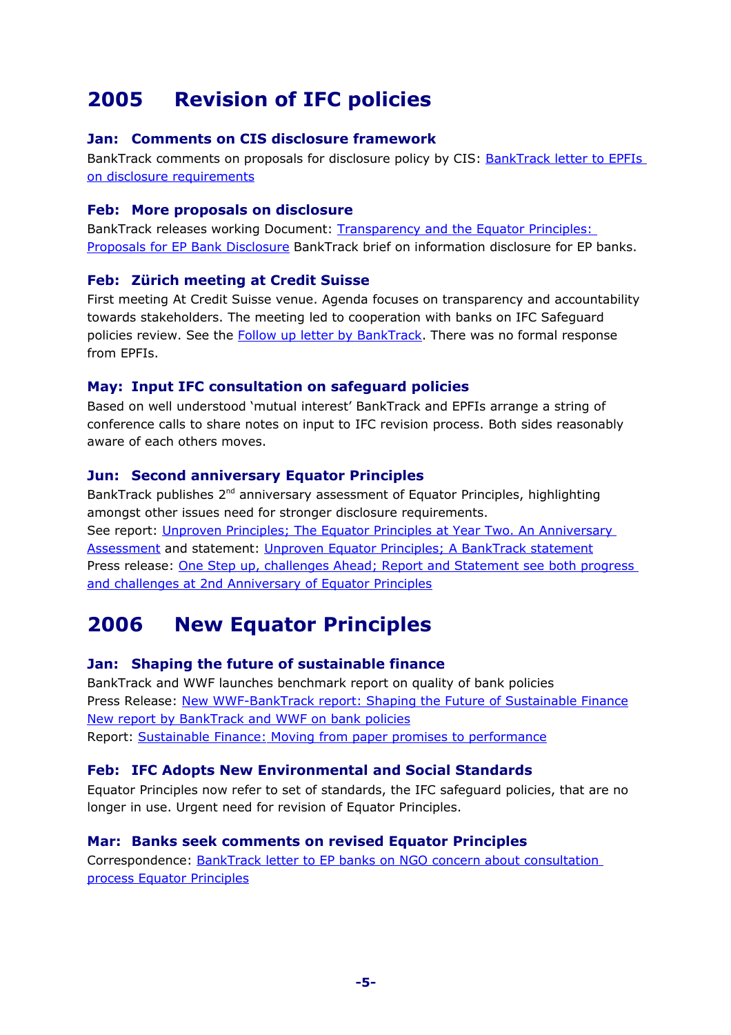# 2005 Revision of IFC policies

### Jan: Comments on CIS disclosure framework

BankTrack comments on proposals for disclosure policy by CIS: BankTrack letter to EPFIs on disclosure requirements

### Feb: More proposals on disclosure

BankTrack releases working Document: Transparency and the Equator Principles: Proposals for EP Bank Disclosure BankTrack brief on information disclosure for EP banks.

### Feb: Zürich meeting at Credit Suisse

First meeting At Credit Suisse venue. Agenda focuses on transparency and accountability towards stakeholders. The meeting led to cooperation with banks on IFC Safeguard policies review. See the Follow up letter by BankTrack. There was no formal response from EPFIs.

### May: Input IFC consultation on safeguard policies

Based on well understood 'mutual interest' BankTrack and EPFIs arrange a string of conference calls to share notes on input to IFC revision process. Both sides reasonably aware of each others moves.

### Jun: Second anniversary Equator Principles

BankTrack publishes 2nd anniversary assessment of Equator Principles, highlighting amongst other issues need for stronger disclosure requirements.
See report: Unproven Principles; The Equator Principles at Year Two. An Anniversary Assessment and statement: Unproven Equator Principles; A BankTrack statement
Press release: One Step up, challenges Ahead; Report and Statement see both progress and challenges at 2nd Anniversary of Equator Principles

# 2006 New Equator Principles

### Jan: Shaping the future of sustainable finance

BankTrack and WWF launches benchmark report on quality of bank policies
Press Release: New WWF-BankTrack report: Shaping the Future of Sustainable Finance
New report by BankTrack and WWF on bank policies
Report: Sustainable Finance: Moving from paper promises to performance

### Feb: IFC Adopts New Environmental and Social Standards

Equator Principles now refer to set of standards, the IFC safeguard policies, that are no longer in use. Urgent need for revision of Equator Principles.

### Mar: Banks seek comments on revised Equator Principles

Correspondence: BankTrack letter to EP banks on NGO concern about consultation process Equator Principles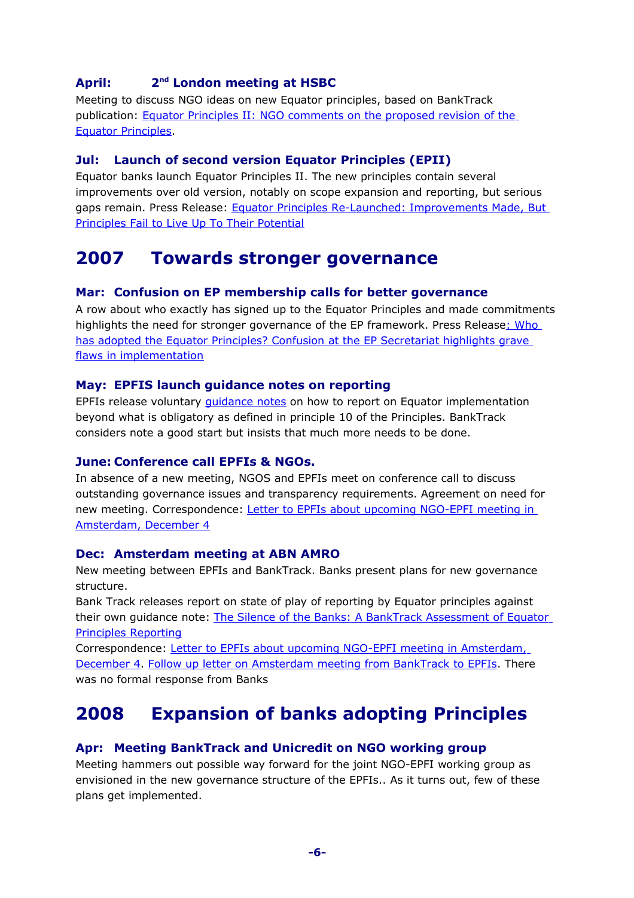### April: 2nd London meeting at HSBC

Meeting to discuss NGO ideas on new Equator principles, based on BankTrack publication: Equator Principles II: NGO comments on the proposed revision of the Equator Principles.

### Jul: Launch of second version Equator Principles (EPII)

Equator banks launch Equator Principles II. The new principles contain several improvements over old version, notably on scope expansion and reporting, but serious gaps remain. Press Release: Equator Principles Re-Launched: Improvements Made, But Principles Fail to Live Up To Their Potential

## 2007 Towards stronger governance

### Mar: Confusion on EP membership calls for better governance

A row about who exactly has signed up to the Equator Principles and made commitments highlights the need for stronger governance of the EP framework. Press Release: Who has adopted the Equator Principles? Confusion at the EP Secretariat highlights grave flaws in implementation

### May: EPFIS launch guidance notes on reporting

EPFIs release voluntary guidance notes on how to report on Equator implementation beyond what is obligatory as defined in principle 10 of the Principles. BankTrack considers note a good start but insists that much more needs to be done.

### June: Conference call EPFIs & NGOs.

In absence of a new meeting, NGOS and EPFIs meet on conference call to discuss outstanding governance issues and transparency requirements. Agreement on need for new meeting. Correspondence: Letter to EPFIs about upcoming NGO-EPFI meeting in Amsterdam, December 4

### Dec: Amsterdam meeting at ABN AMRO

New meeting between EPFIs and BankTrack. Banks present plans for new governance structure.

Bank Track releases report on state of play of reporting by Equator principles against their own guidance note: The Silence of the Banks: A BankTrack Assessment of Equator Principles Reporting

Correspondence: Letter to EPFIs about upcoming NGO-EPFI meeting in Amsterdam, December 4. Follow up letter on Amsterdam meeting from BankTrack to EPFIs. There was no formal response from Banks

## 2008 Expansion of banks adopting Principles

### Apr: Meeting BankTrack and Unicredit on NGO working group

Meeting hammers out possible way forward for the joint NGO-EPFI working group as envisioned in the new governance structure of the EPFIs.. As it turns out, few of these plans get implemented.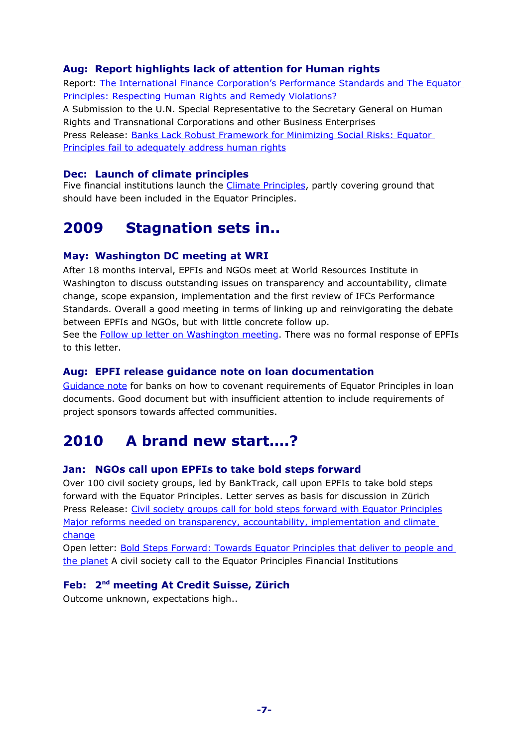### Aug: Report highlights lack of attention for Human rights

Report: The International Finance Corporation's Performance Standards and The Equator Principles: Respecting Human Rights and Remedy Violations?
A Submission to the U.N. Special Representative to the Secretary General on Human Rights and Transnational Corporations and other Business Enterprises
Press Release: Banks Lack Robust Framework for Minimizing Social Risks: Equator Principles fail to adequately address human rights

### Dec: Launch of climate principles

Five financial institutions launch the Climate Principles, partly covering ground that should have been included in the Equator Principles.

## 2009 Stagnation sets in..

### May: Washington DC meeting at WRI

After 18 months interval, EPFIs and NGOs meet at World Resources Institute in Washington to discuss outstanding issues on transparency and accountability, climate change, scope expansion, implementation and the first review of IFCs Performance Standards. Overall a good meeting in terms of linking up and reinvigorating the debate between EPFIs and NGOs, but with little concrete follow up.
See the Follow up letter on Washington meeting. There was no formal response of EPFIs to this letter.

### Aug: EPFI release guidance note on loan documentation

Guidance note for banks on how to covenant requirements of Equator Principles in loan documents. Good document but with insufficient attention to include requirements of project sponsors towards affected communities.

## 2010 A brand new start....?

### Jan: NGOs call upon EPFIs to take bold steps forward

Over 100 civil society groups, led by BankTrack, call upon EPFIs to take bold steps forward with the Equator Principles. Letter serves as basis for discussion in Zürich
Press Release: Civil society groups call for bold steps forward with Equator Principles Major reforms needed on transparency, accountability, implementation and climate change
Open letter: Bold Steps Forward: Towards Equator Principles that deliver to people and the planet A civil society call to the Equator Principles Financial Institutions

### Feb: 2nd meeting At Credit Suisse, Zürich

Outcome unknown, expectations high..